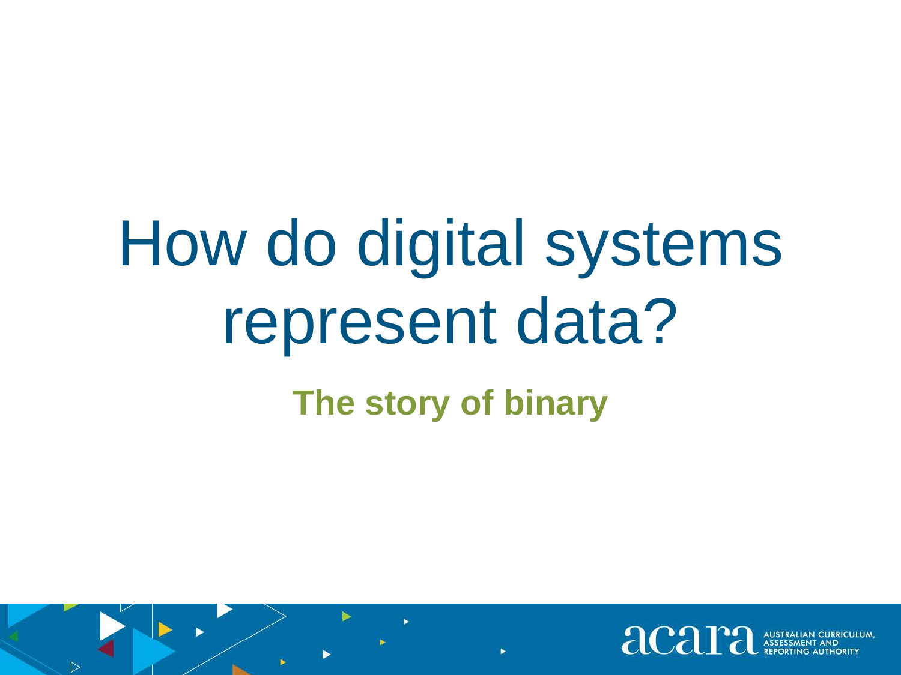# How do digital systems represent data?

## The story of binary

acara AUSTRALIAN CURRICULUM, ASSESSMENT AND REPORTING AUTHORITY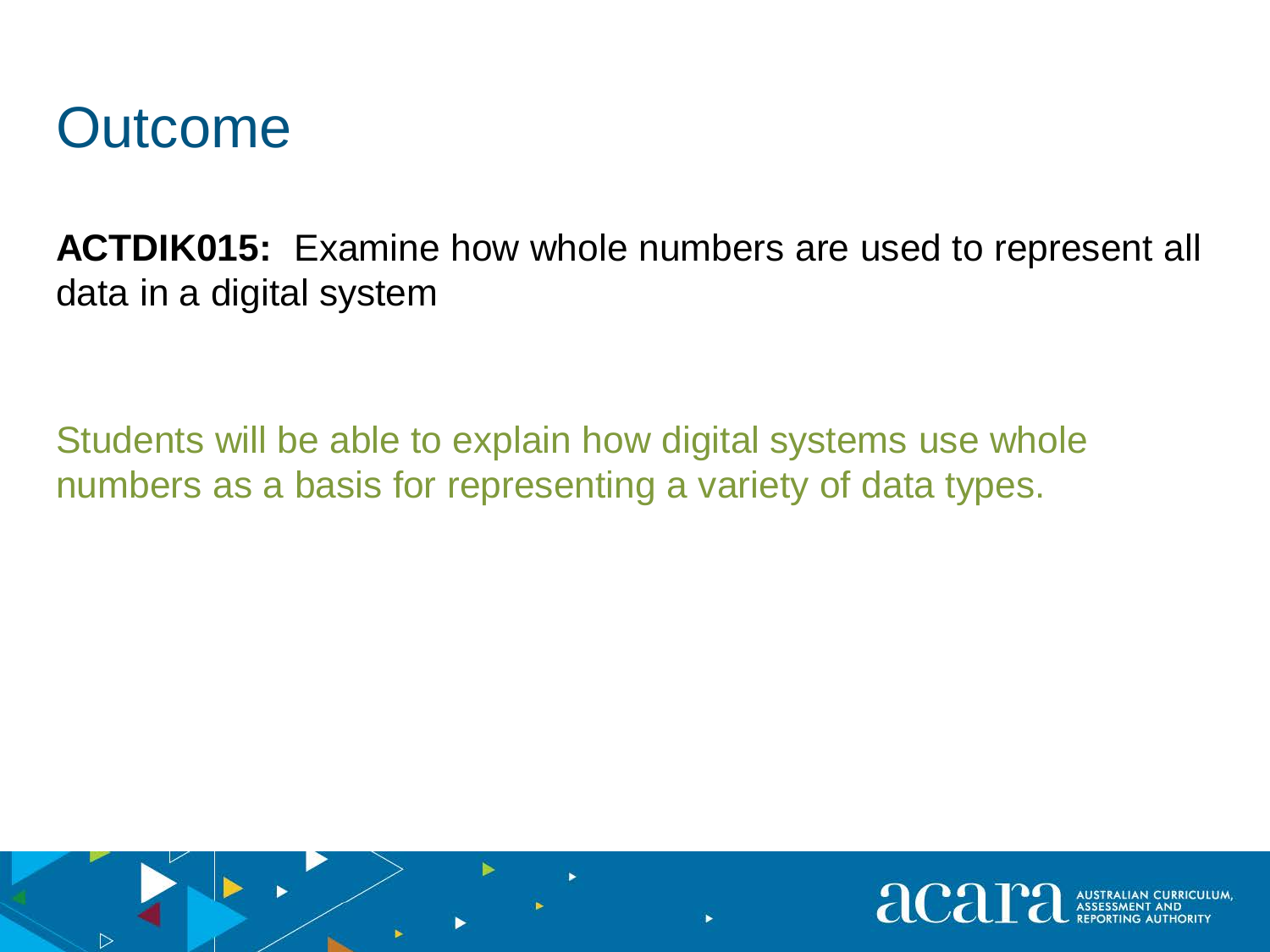# Outcome

**ACTDIK015:** Examine how whole numbers are used to represent all data in a digital system

Students will be able to explain how digital systems use whole numbers as a basis for representing a variety of data types.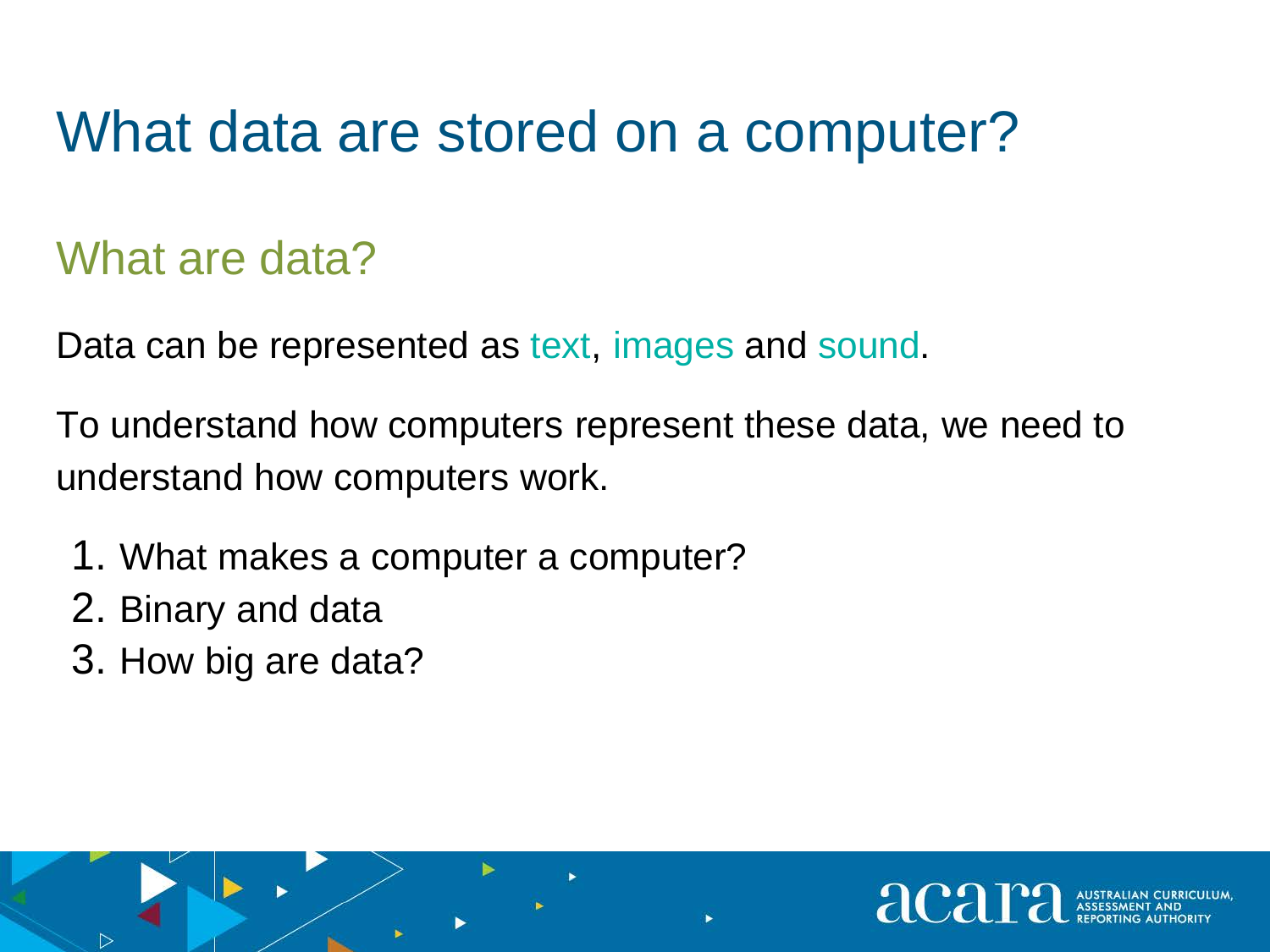# What data are stored on a computer?

## What are data?

Data can be represented as text, images and sound.

To understand how computers represent these data, we need to understand how computers work.

1. What makes a computer a computer?
2. Binary and data
3. How big are data?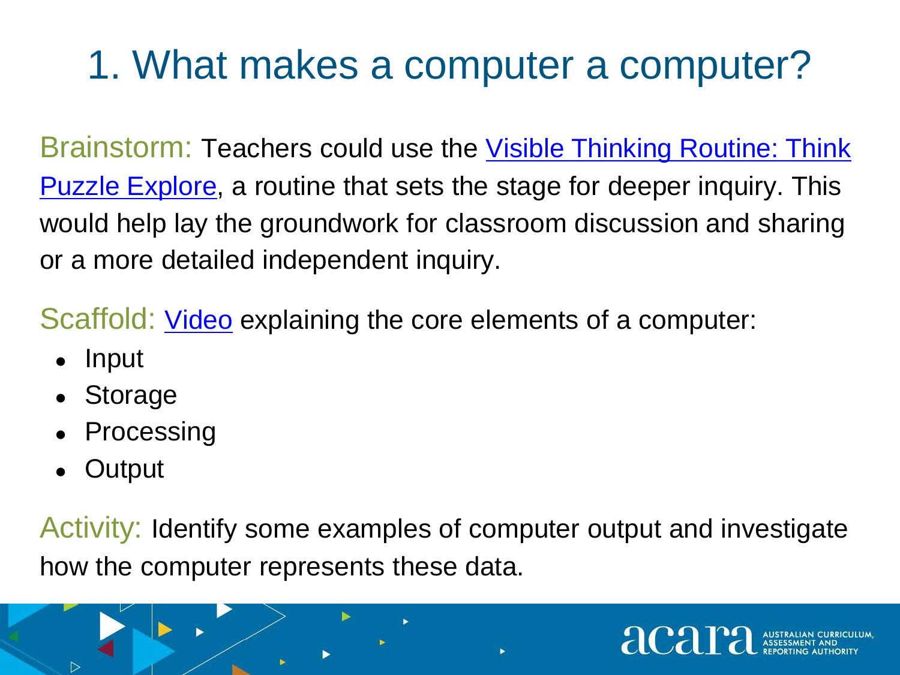# 1. What makes a computer a computer?

Brainstorm: Teachers could use the Visible Thinking Routine: Think Puzzle Explore, a routine that sets the stage for deeper inquiry. This would help lay the groundwork for classroom discussion and sharing or a more detailed independent inquiry.

Scaffold: Video explaining the core elements of a computer:

- Input
- Storage
- Processing
- Output

Activity: Identify some examples of computer output and investigate how the computer represents these data.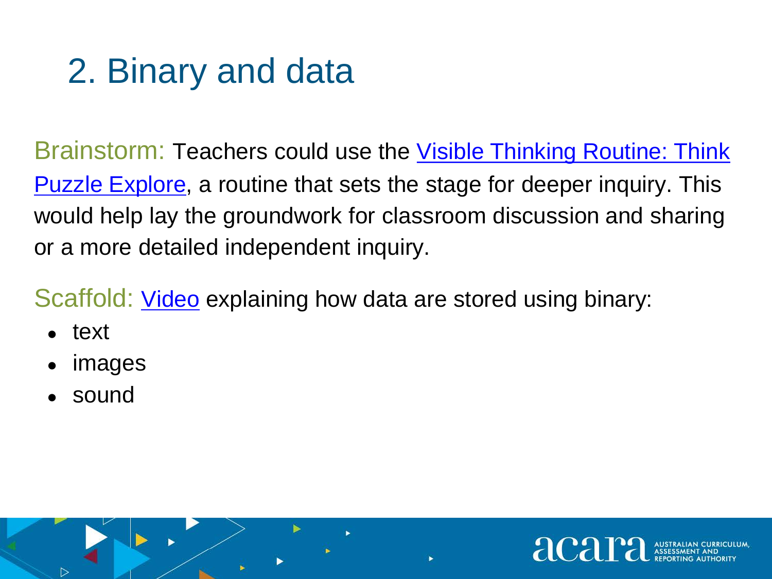# 2. Binary and data

Brainstorm: Teachers could use the Visible Thinking Routine: Think Puzzle Explore, a routine that sets the stage for deeper inquiry. This would help lay the groundwork for classroom discussion and sharing or a more detailed independent inquiry.

Scaffold: Video explaining how data are stored using binary:

- text
- images
- sound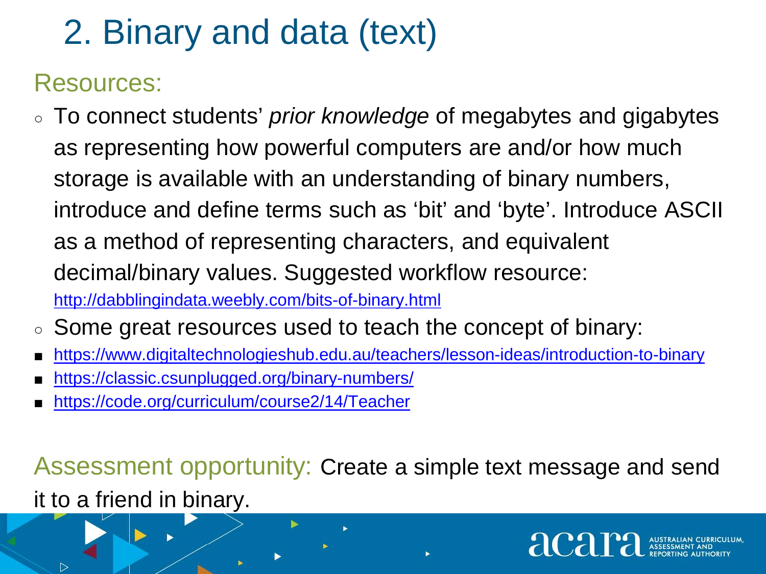# 2. Binary and data (text)

## Resources:

- To connect students' *prior knowledge* of megabytes and gigabytes as representing how powerful computers are and/or how much storage is available with an understanding of binary numbers, introduce and define terms such as 'bit' and 'byte'. Introduce ASCII as a method of representing characters, and equivalent decimal/binary values. Suggested workflow resource: http://dabblingindata.weebly.com/bits-of-binary.html
- Some great resources used to teach the concept of binary:
  - https://www.digitaltechnologieshub.edu.au/teachers/lesson-ideas/introduction-to-binary
  - https://classic.csunplugged.org/binary-numbers/
  - https://code.org/curriculum/course2/14/Teacher

Assessment opportunity: Create a simple text message and send it to a friend in binary.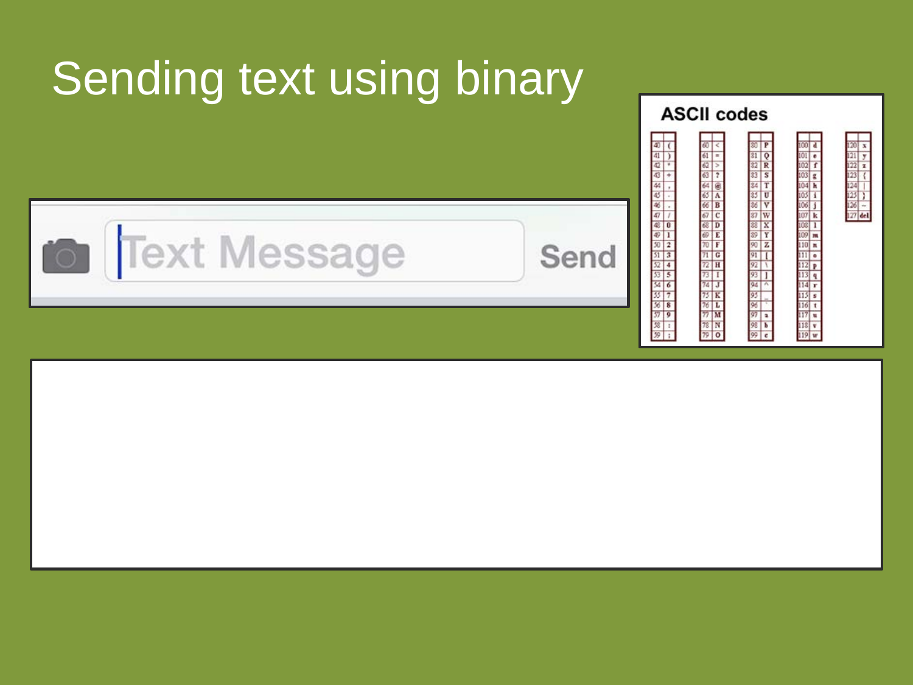# Sending text using binary

Text Message Send

**ASCII codes**

| Code | Char | Code | Char | Code | Char | Code | Char | Code | Char |
|---|---|---|---|---|---|---|---|---|---|
| 40 | ( | 60 | < | 80 | P | 100 | d | 120 | x |
| 41 | ) | 61 | = | 81 | Q | 101 | e | 121 | y |
| 42 | * | 62 | > | 82 | R | 102 | f | 122 | z |
| 43 | + | 63 | ? | 83 | S | 103 | g | 123 | { |
| 44 | , | 64 | @ | 84 | T | 104 | h | 124 | \| |
| 45 | - | 65 | A | 85 | U | 105 | i | 125 | } |
| 46 | . | 66 | B | 86 | V | 106 | j | 126 | ~ |
| 47 | / | 67 | C | 87 | W | 107 | k | 127 | del |
| 48 | 0 | 68 | D | 88 | X | 108 | l | | |
| 49 | 1 | 69 | E | 89 | Y | 109 | m | | |
| 50 | 2 | 70 | F | 90 | Z | 110 | n | | |
| 51 | 3 | 71 | G | 91 | [ | 111 | o | | |
| 52 | 4 | 72 | H | 92 | \ | 112 | p | | |
| 53 | 5 | 73 | I | 93 | ] | 113 | q | | |
| 54 | 6 | 74 | J | 94 | ^ | 114 | r | | |
| 55 | 7 | 75 | K | 95 | _ | 115 | s | | |
| 56 | 8 | 76 | L | 96 | ` | 116 | t | | |
| 57 | 9 | 77 | M | 97 | a | 117 | u | | |
| 58 | : | 78 | N | 98 | b | 118 | v | | |
| 59 | ; | 79 | O | 99 | c | 119 | w | | |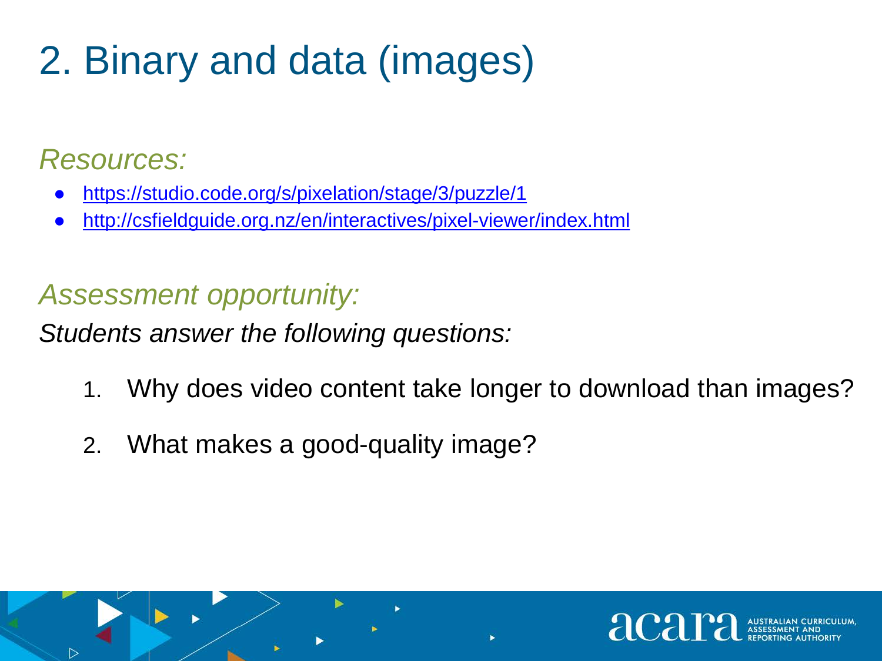# 2. Binary and data (images)

*Resources:*

- https://studio.code.org/s/pixelation/stage/3/puzzle/1
- http://csfieldguide.org.nz/en/interactives/pixel-viewer/index.html

*Assessment opportunity:*

*Students answer the following questions:*

1. Why does video content take longer to download than images?
2. What makes a good-quality image?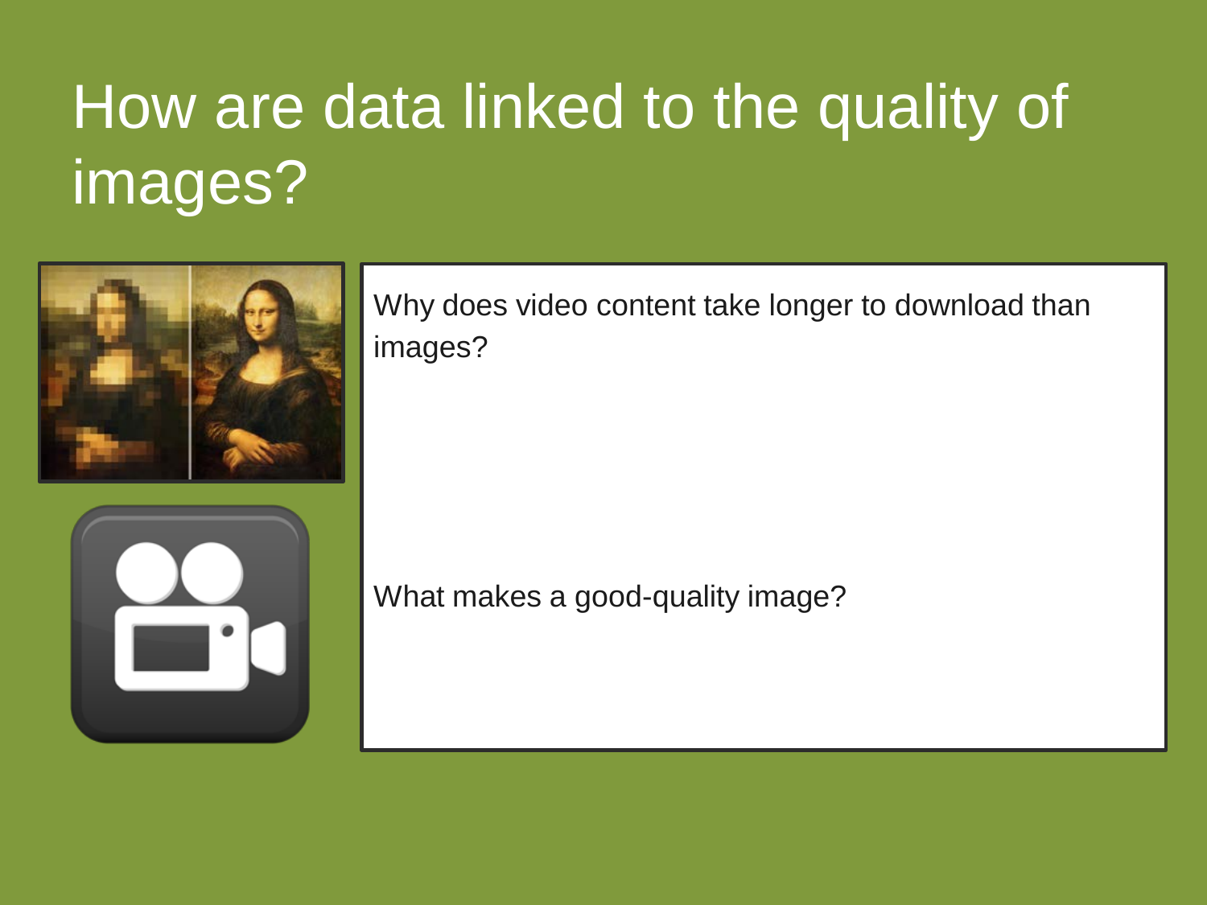# How are data linked to the quality of images?

Why does video content take longer to download than images?

What makes a good-quality image?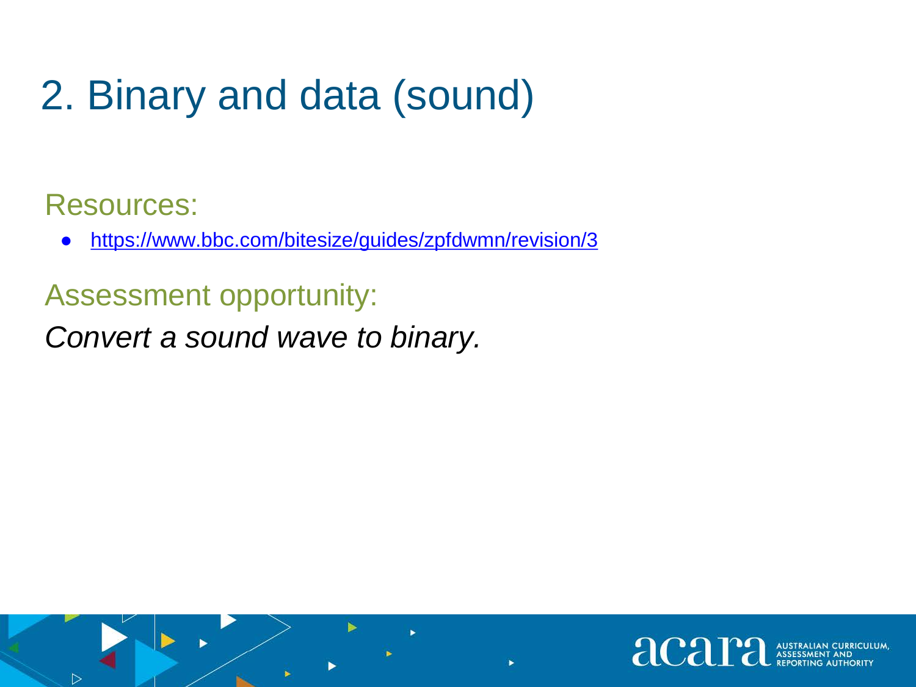# 2. Binary and data (sound)

## Resources:

- https://www.bbc.com/bitesize/guides/zpfdwmn/revision/3

## Assessment opportunity:

*Convert a sound wave to binary.*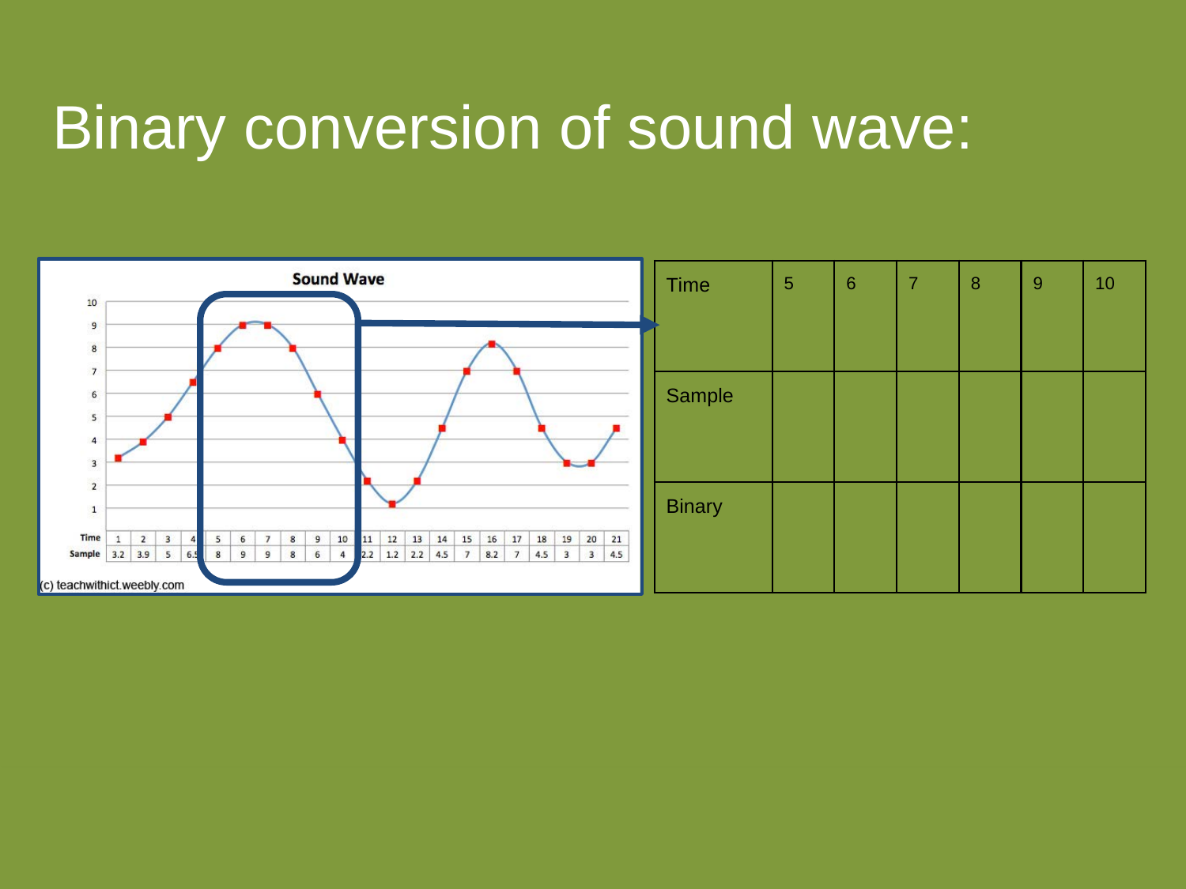# Binary conversion of sound wave:

**Sound Wave**

| Time | 1 | 2 | 3 | 4 | 5 | 6 | 7 | 8 | 9 | 10 | 11 | 12 | 13 | 14 | 15 | 16 | 17 | 18 | 19 | 20 | 21 |
|---|---|---|---|---|---|---|---|---|---|---|---|---|---|---|---|---|---|---|---|---|---|
| Sample | 3.2 | 3.9 | 5 | 6.5 | 8 | 9 | 9 | 8 | 6 | 4 | 2.2 | 1.2 | 2.2 | 4.5 | 7 | 8.2 | 7 | 4.5 | 3 | 3 | 4.5 |

(c) teachwithict.weebly.com

| Time | 5 | 6 | 7 | 8 | 9 | 10 |
|---|---|---|---|---|---|---|
| Sample | | | | | | |
| Binary | | | | | | |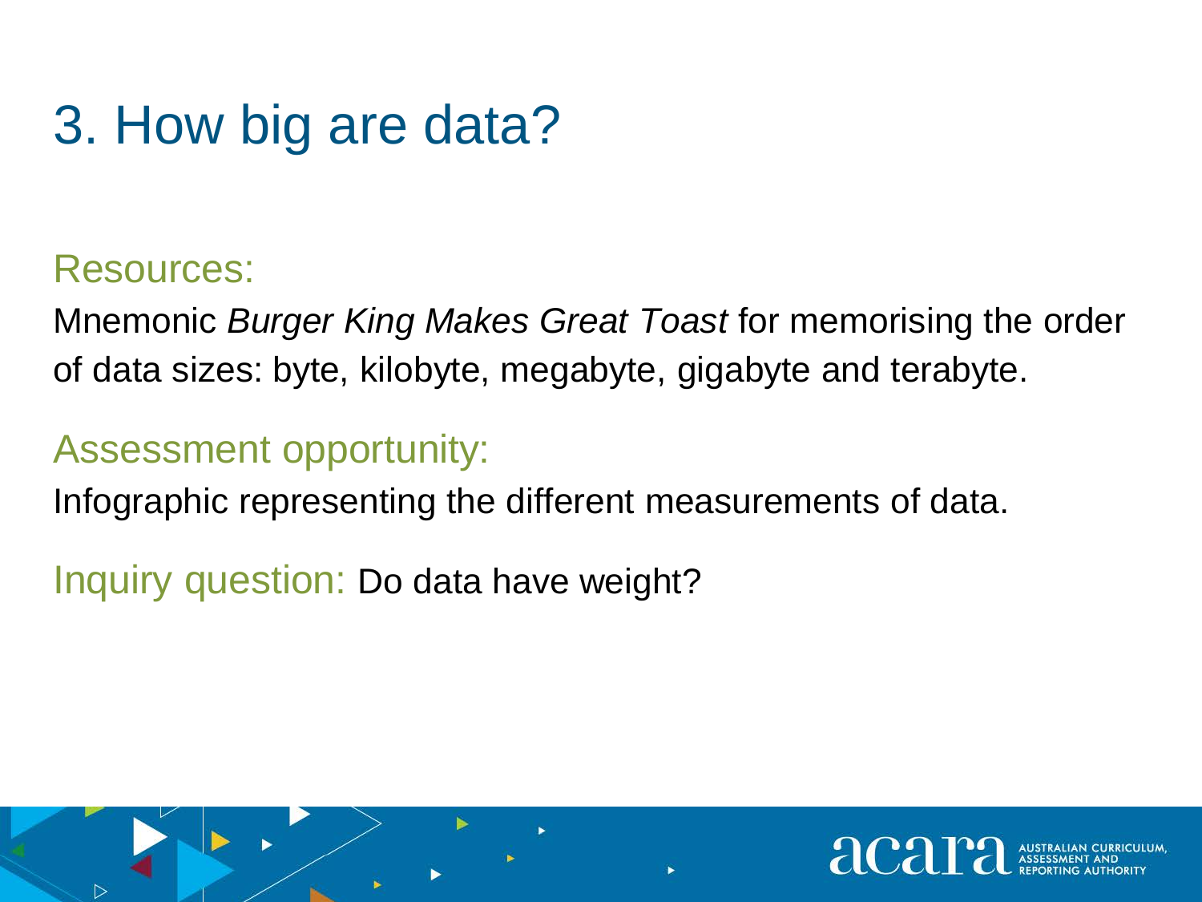# 3. How big are data?

## Resources:

Mnemonic *Burger King Makes Great Toast* for memorising the order of data sizes: byte, kilobyte, megabyte, gigabyte and terabyte.

## Assessment opportunity:

Infographic representing the different measurements of data.

## Inquiry question: Do data have weight?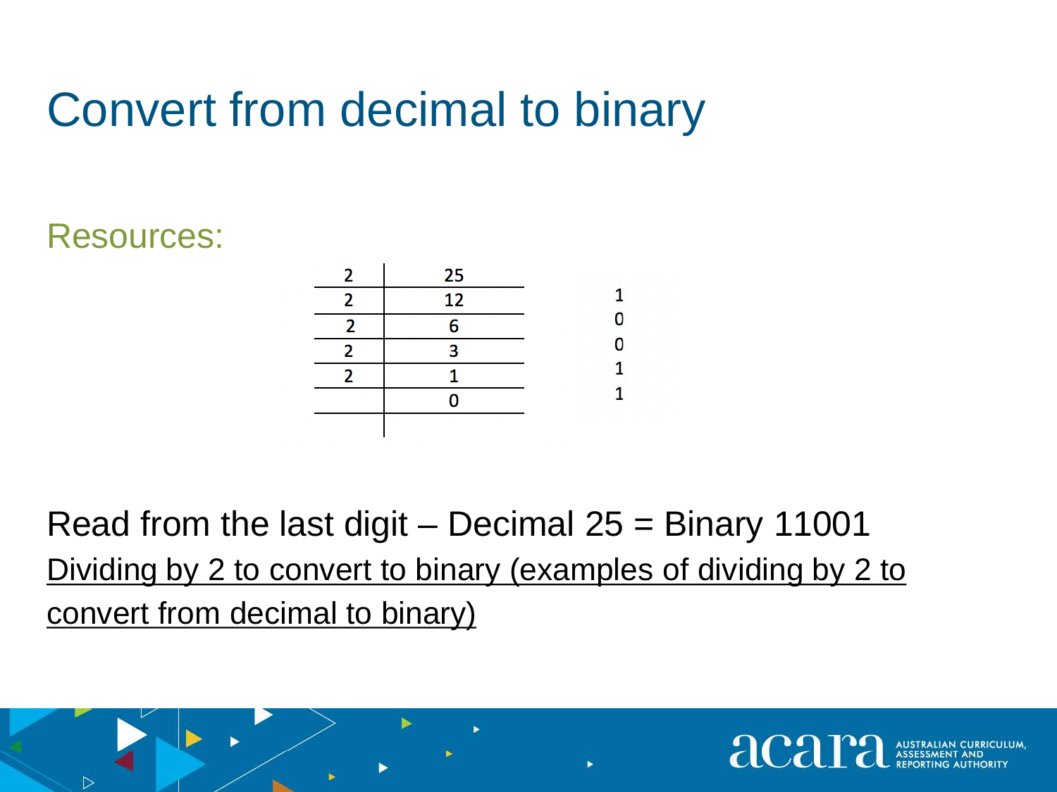# Convert from decimal to binary

## Resources:

| | | |
|---|---|---|
| 2 | 25 | |
| 2 | 12 | 1 |
| 2 | 6 | 0 |
| 2 | 3 | 0 |
| 2 | 1 | 1 |
| | 0 | 1 |
| | | |

Read from the last digit – Decimal 25 = Binary 11001

Dividing by 2 to convert to binary (examples of dividing by 2 to convert from decimal to binary)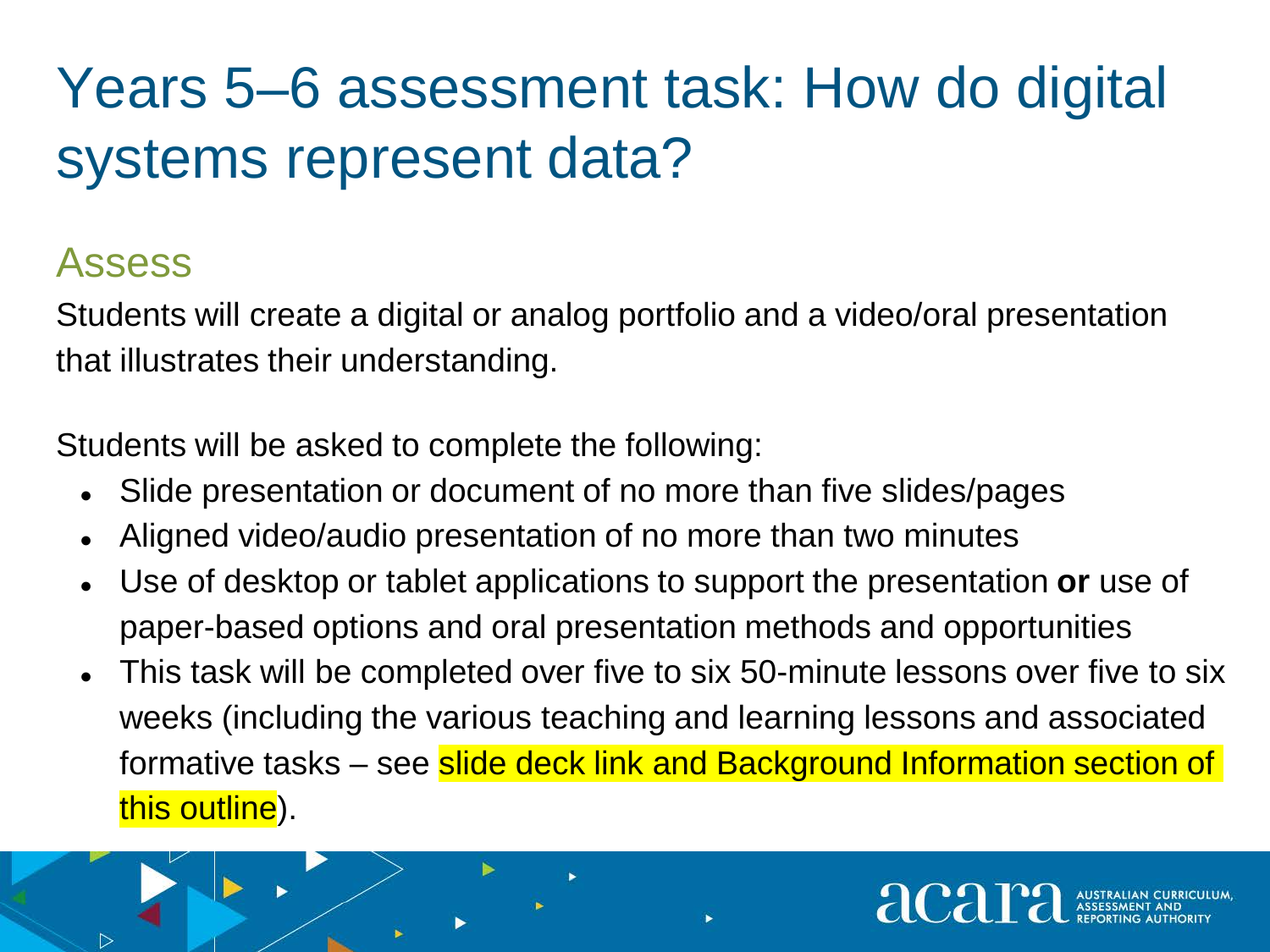# Years 5–6 assessment task: How do digital systems represent data?

## Assess

Students will create a digital or analog portfolio and a video/oral presentation that illustrates their understanding.

Students will be asked to complete the following:

- Slide presentation or document of no more than five slides/pages
- Aligned video/audio presentation of no more than two minutes
- Use of desktop or tablet applications to support the presentation **or** use of paper-based options and oral presentation methods and opportunities
- This task will be completed over five to six 50-minute lessons over five to six weeks (including the various teaching and learning lessons and associated formative tasks – see slide deck link and Background Information section of this outline).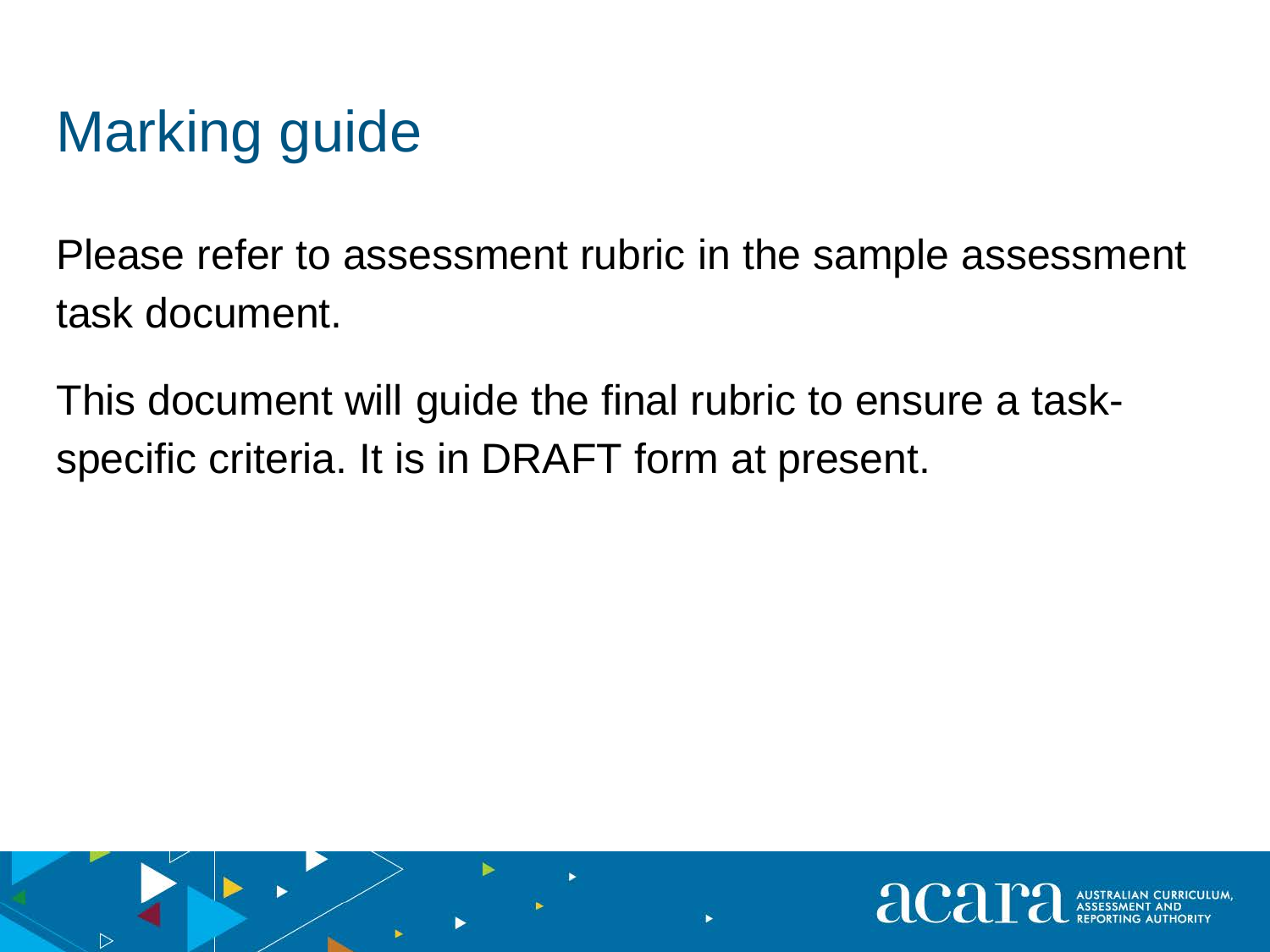# Marking guide

Please refer to assessment rubric in the sample assessment task document.

This document will guide the final rubric to ensure a task-specific criteria. It is in DRAFT form at present.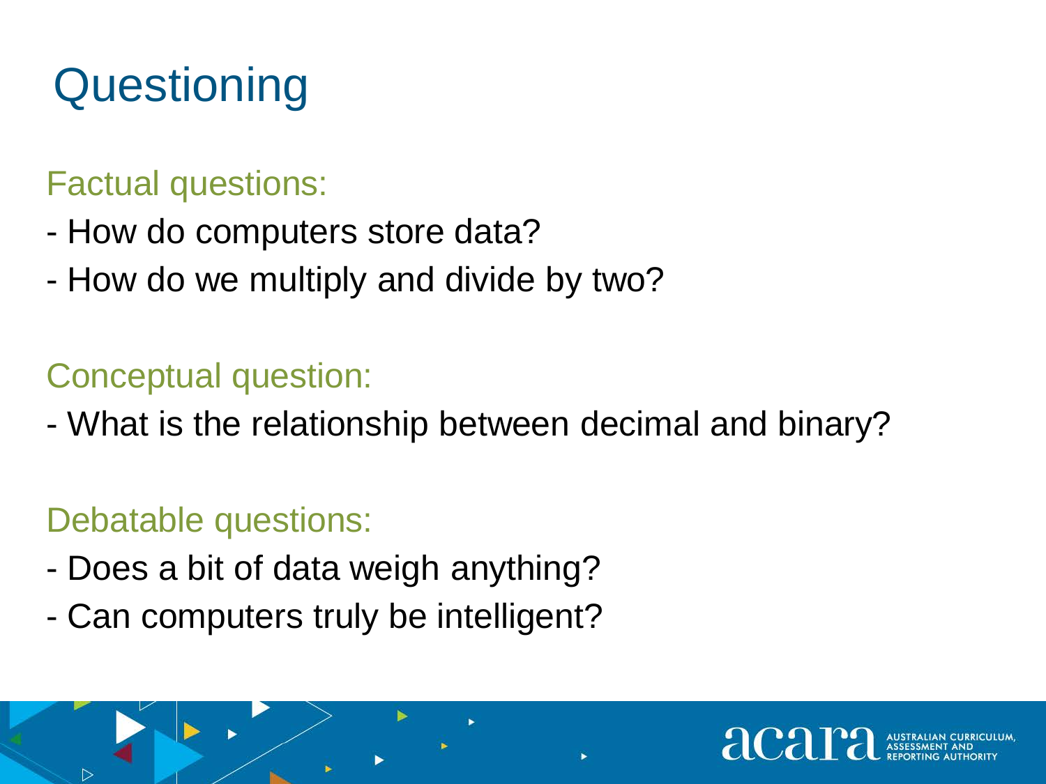# Questioning

Factual questions:

- How do computers store data?
- How do we multiply and divide by two?

Conceptual question:

- What is the relationship between decimal and binary?

Debatable questions:

- Does a bit of data weigh anything?
- Can computers truly be intelligent?